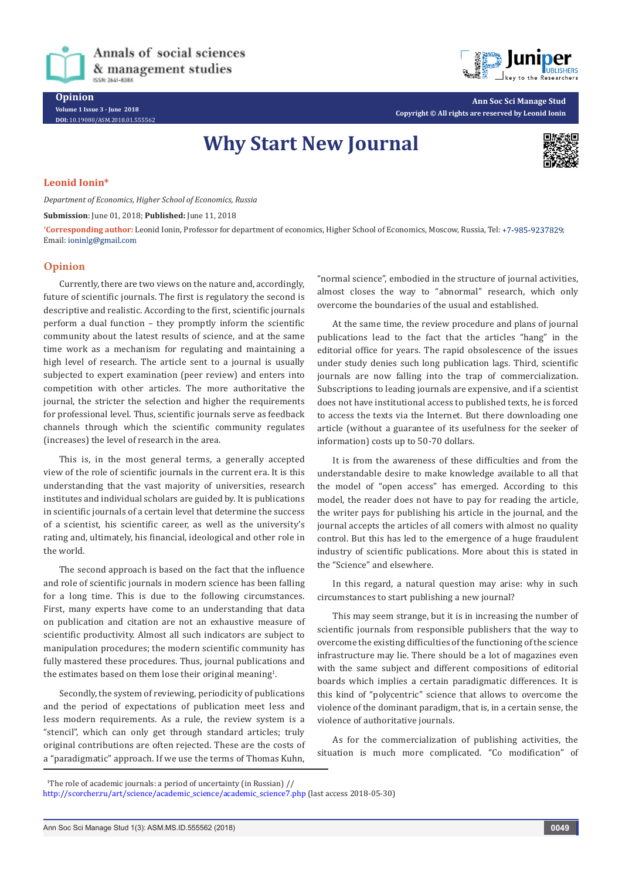# Why Start New Journal

**Leonid Ionin***

*Department of Economics, Higher School of Economics, Russia*

**Submission**: June 01, 2018; **Published:** June 11, 2018

***Corresponding author:** Leonid Ionin, Professor for department of economics, Higher School of Economics, Moscow, Russia, Tel: +7-985-9237829; Email: ioninlg@gmail.com

## Opinion

Currently, there are two views on the nature and, accordingly, future of scientific journals. The first is regulatory the second is descriptive and realistic. According to the first, scientific journals perform a dual function – they promptly inform the scientific community about the latest results of science, and at the same time work as a mechanism for regulating and maintaining a high level of research. The article sent to a journal is usually subjected to expert examination (peer review) and enters into competition with other articles. The more authoritative the journal, the stricter the selection and higher the requirements for professional level. Thus, scientific journals serve as feedback channels through which the scientific community regulates (increases) the level of research in the area.

This is, in the most general terms, a generally accepted view of the role of scientific journals in the current era. It is this understanding that the vast majority of universities, research institutes and individual scholars are guided by. It is publications in scientific journals of a certain level that determine the success of a scientist, his scientific career, as well as the university's rating and, ultimately, his financial, ideological and other role in the world.

The second approach is based on the fact that the influence and role of scientific journals in modern science has been falling for a long time. This is due to the following circumstances. First, many experts have come to an understanding that data on publication and citation are not an exhaustive measure of scientific productivity. Almost all such indicators are subject to manipulation procedures; the modern scientific community has fully mastered these procedures. Thus, journal publications and the estimates based on them lose their original meaning[1].

Secondly, the system of reviewing, periodicity of publications and the period of expectations of publication meet less and less modern requirements. As a rule, the review system is a "stencil", which can only get through standard articles; truly original contributions are often rejected. These are the costs of a "paradigmatic" approach. If we use the terms of Thomas Kuhn, "normal science", embodied in the structure of journal activities, almost closes the way to "abnormal" research, which only overcome the boundaries of the usual and established.

At the same time, the review procedure and plans of journal publications lead to the fact that the articles "hang" in the editorial office for years. The rapid obsolescence of the issues under study denies such long publication lags. Third, scientific journals are now falling into the trap of commercialization. Subscriptions to leading journals are expensive, and if a scientist does not have institutional access to published texts, he is forced to access the texts via the Internet. But there downloading one article (without a guarantee of its usefulness for the seeker of information) costs up to 50-70 dollars.

It is from the awareness of these difficulties and from the understandable desire to make knowledge available to all that the model of "open access" has emerged. According to this model, the reader does not have to pay for reading the article, the writer pays for publishing his article in the journal, and the journal accepts the articles of all comers with almost no quality control. But this has led to the emergence of a huge fraudulent industry of scientific publications. More about this is stated in the "Science" and elsewhere.

In this regard, a natural question may arise: why in such circumstances to start publishing a new journal?

This may seem strange, but it is in increasing the number of scientific journals from responsible publishers that the way to overcome the existing difficulties of the functioning of the science infrastructure may lie. There should be a lot of magazines even with the same subject and different compositions of editorial boards which implies a certain paradigmatic differences. It is this kind of "polycentric" science that allows to overcome the violence of the dominant paradigm, that is, in a certain sense, the violence of authoritative journals.

As for the commercialization of publishing activities, the situation is much more complicated. "Co modification" of

[1]The role of academic journals: a period of uncertainty (in Russian) // http://scorcher.ru/art/science/academic_science/academic_science7.php (last access 2018-05-30)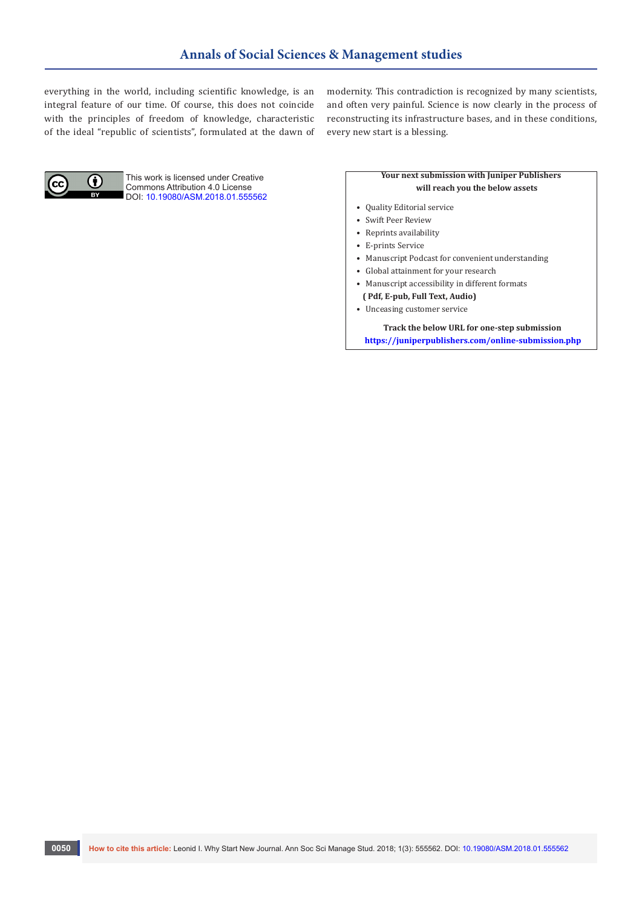everything in the world, including scientific knowledge, is an integral feature of our time. Of course, this does not coincide with the principles of freedom of knowledge, characteristic of the ideal "republic of scientists", formulated at the dawn of modernity. This contradiction is recognized by many scientists, and often very painful. Science is now clearly in the process of reconstructing its infrastructure bases, and in these conditions, every new start is a blessing.

This work is licensed under Creative Commons Attribution 4.0 License
DOI: 10.19080/ASM.2018.01.555562

**Your next submission with Juniper Publishers will reach you the below assets**

- Quality Editorial service
- Swift Peer Review
- Reprints availability
- E-prints Service
- Manuscript Podcast for convenient understanding
- Global attainment for your research
- Manuscript accessibility in different formats
  **( Pdf, E-pub, Full Text, Audio)**
- Unceasing customer service

**Track the below URL for one-step submission**
**https://juniperpublishers.com/online-submission.php**

**How to cite this article:** Leonid I. Why Start New Journal. Ann Soc Sci Manage Stud. 2018; 1(3): 555562. DOI: 10.19080/ASM.2018.01.555562